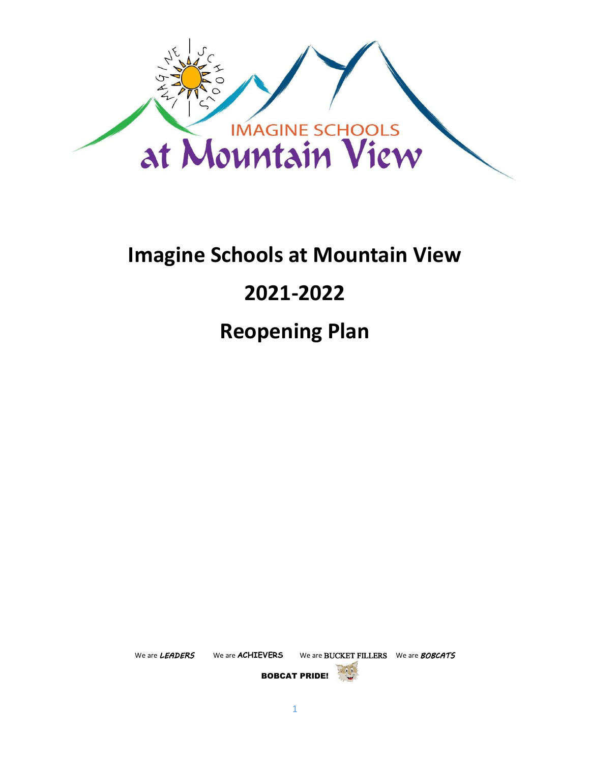# Imagine Schools at Mountain View

# 2021-2022

# Reopening Plan

We are ***LEADERS*** We are **ACHIEVERS** We are BUCKET FILLERS We are ***BOBCATS***

**BOBCAT PRIDE!**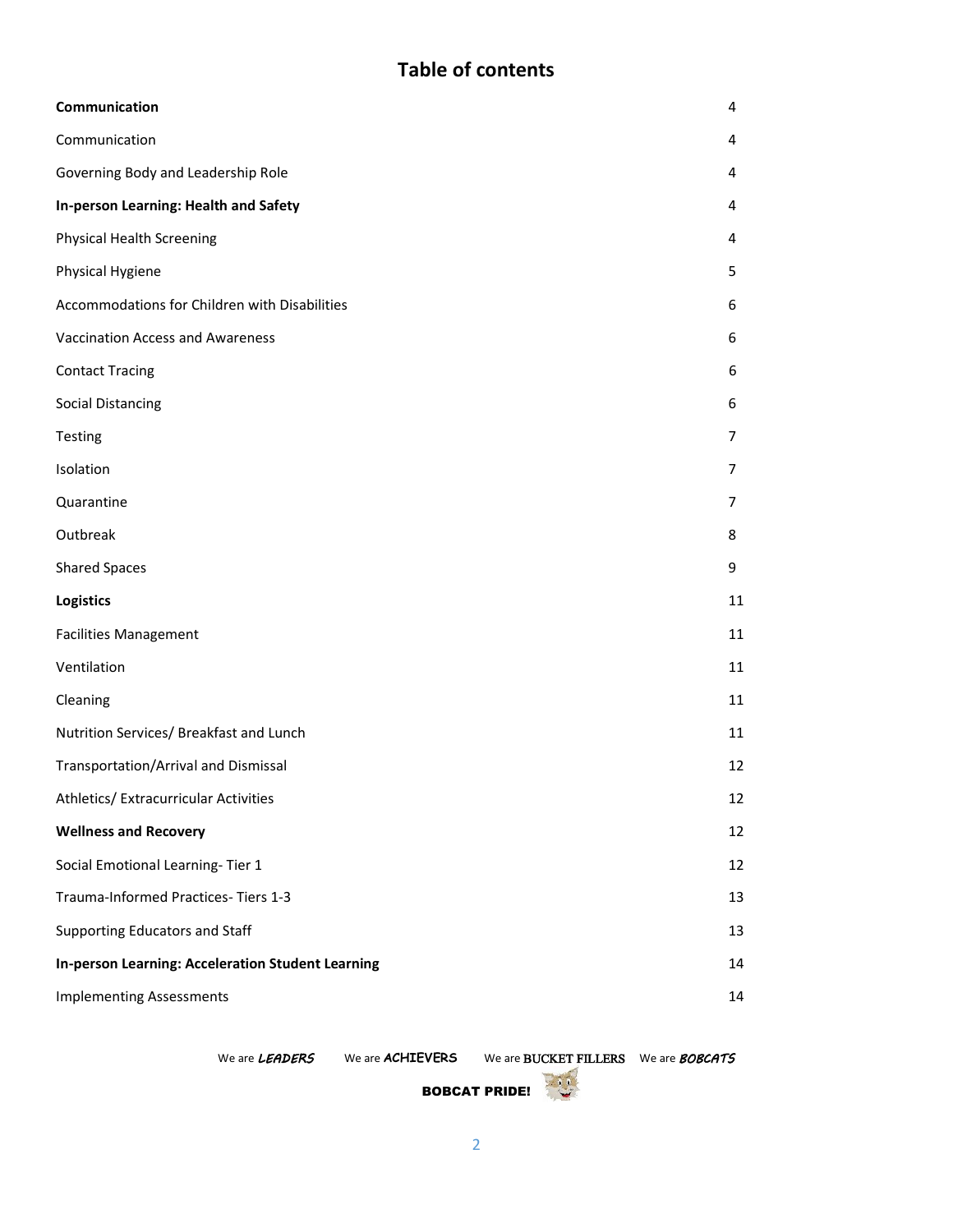# Table of contents

| | |
|---|---|
| **Communication** | 4 |
| Communication | 4 |
| Governing Body and Leadership Role | 4 |
| **In-person Learning: Health and Safety** | 4 |
| Physical Health Screening | 4 |
| Physical Hygiene | 5 |
| Accommodations for Children with Disabilities | 6 |
| Vaccination Access and Awareness | 6 |
| Contact Tracing | 6 |
| Social Distancing | 6 |
| Testing | 7 |
| Isolation | 7 |
| Quarantine | 7 |
| Outbreak | 8 |
| Shared Spaces | 9 |
| **Logistics** | 11 |
| Facilities Management | 11 |
| Ventilation | 11 |
| Cleaning | 11 |
| Nutrition Services/ Breakfast and Lunch | 11 |
| Transportation/Arrival and Dismissal | 12 |
| Athletics/ Extracurricular Activities | 12 |
| **Wellness and Recovery** | 12 |
| Social Emotional Learning- Tier 1 | 12 |
| Trauma-Informed Practices- Tiers 1-3 | 13 |
| Supporting Educators and Staff | 13 |
| **In-person Learning: Acceleration Student Learning** | 14 |
| Implementing Assessments | 14 |

We are ***LEADERS*** We are **ACHIEVERS** We are BUCKET FILLERS We are ***BOBCATS***

**BOBCAT PRIDE!**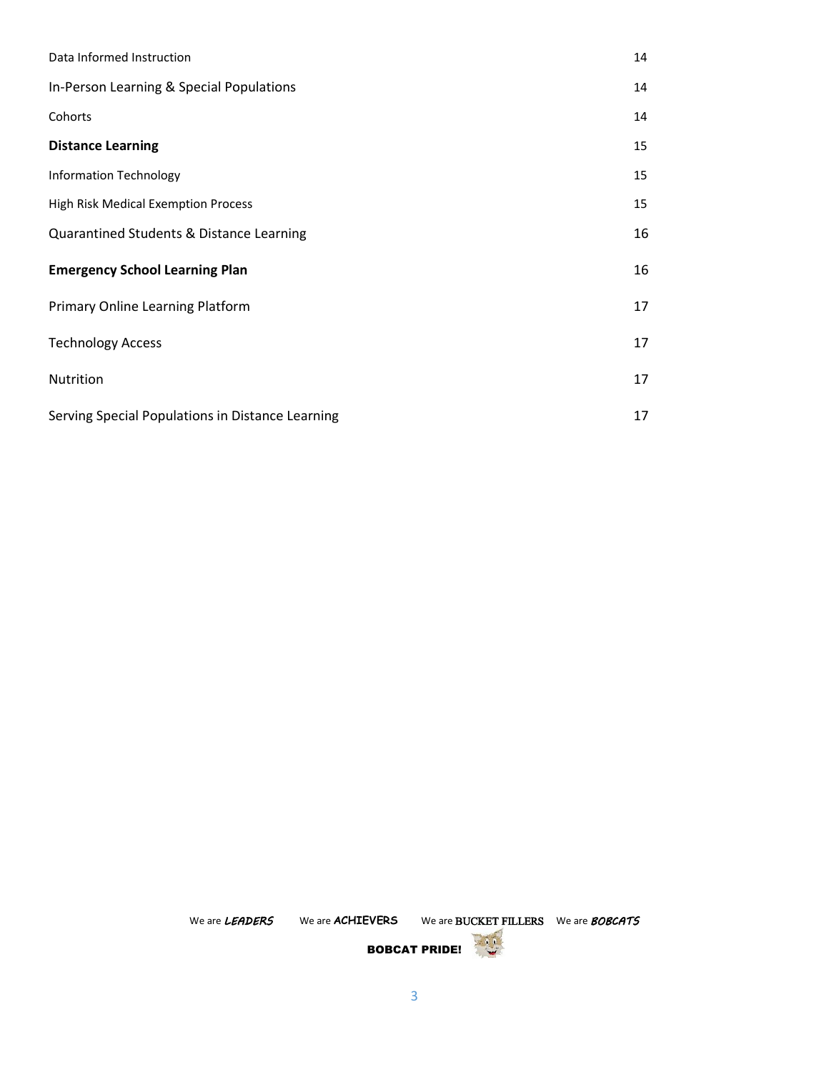| Section | Page |
| --- | --- |
| Data Informed Instruction | 14 |
| In-Person Learning & Special Populations | 14 |
| Cohorts | 14 |
| **Distance Learning** | 15 |
| Information Technology | 15 |
| High Risk Medical Exemption Process | 15 |
| Quarantined Students & Distance Learning | 16 |
| **Emergency School Learning Plan** | 16 |
| Primary Online Learning Platform | 17 |
| Technology Access | 17 |
| Nutrition | 17 |
| Serving Special Populations in Distance Learning | 17 |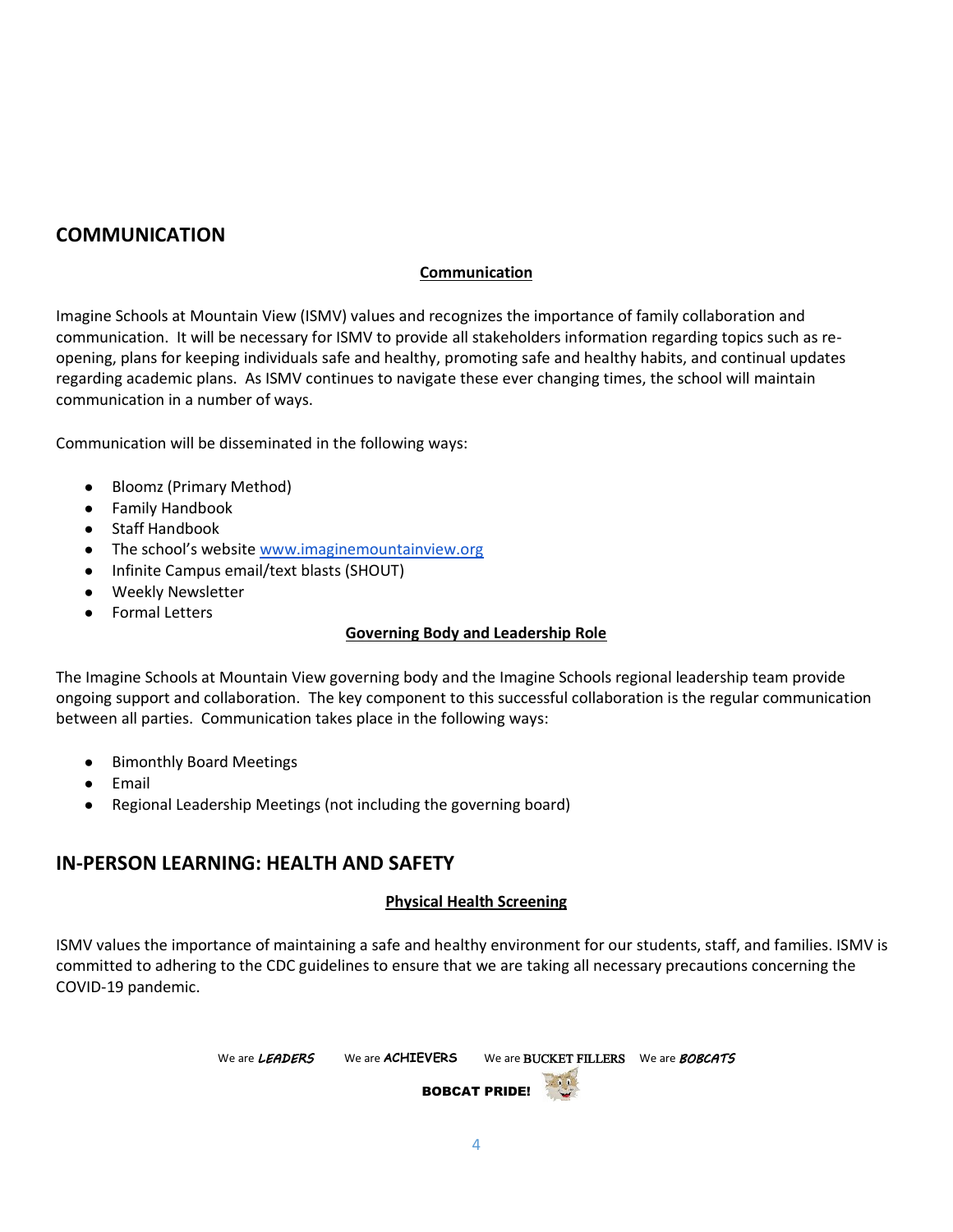## COMMUNICATION

### Communication

Imagine Schools at Mountain View (ISMV) values and recognizes the importance of family collaboration and communication. It will be necessary for ISMV to provide all stakeholders information regarding topics such as re-opening, plans for keeping individuals safe and healthy, promoting safe and healthy habits, and continual updates regarding academic plans. As ISMV continues to navigate these ever changing times, the school will maintain communication in a number of ways.

Communication will be disseminated in the following ways:

- Bloomz (Primary Method)
- Family Handbook
- Staff Handbook
- The school's website [www.imaginemountainview.org](http://www.imaginemountainview.org)
- Infinite Campus email/text blasts (SHOUT)
- Weekly Newsletter
- Formal Letters

### Governing Body and Leadership Role

The Imagine Schools at Mountain View governing body and the Imagine Schools regional leadership team provide ongoing support and collaboration. The key component to this successful collaboration is the regular communication between all parties. Communication takes place in the following ways:

- Bimonthly Board Meetings
- Email
- Regional Leadership Meetings (not including the governing board)

## IN-PERSON LEARNING: HEALTH AND SAFETY

### Physical Health Screening

ISMV values the importance of maintaining a safe and healthy environment for our students, staff, and families. ISMV is committed to adhering to the CDC guidelines to ensure that we are taking all necessary precautions concerning the COVID-19 pandemic.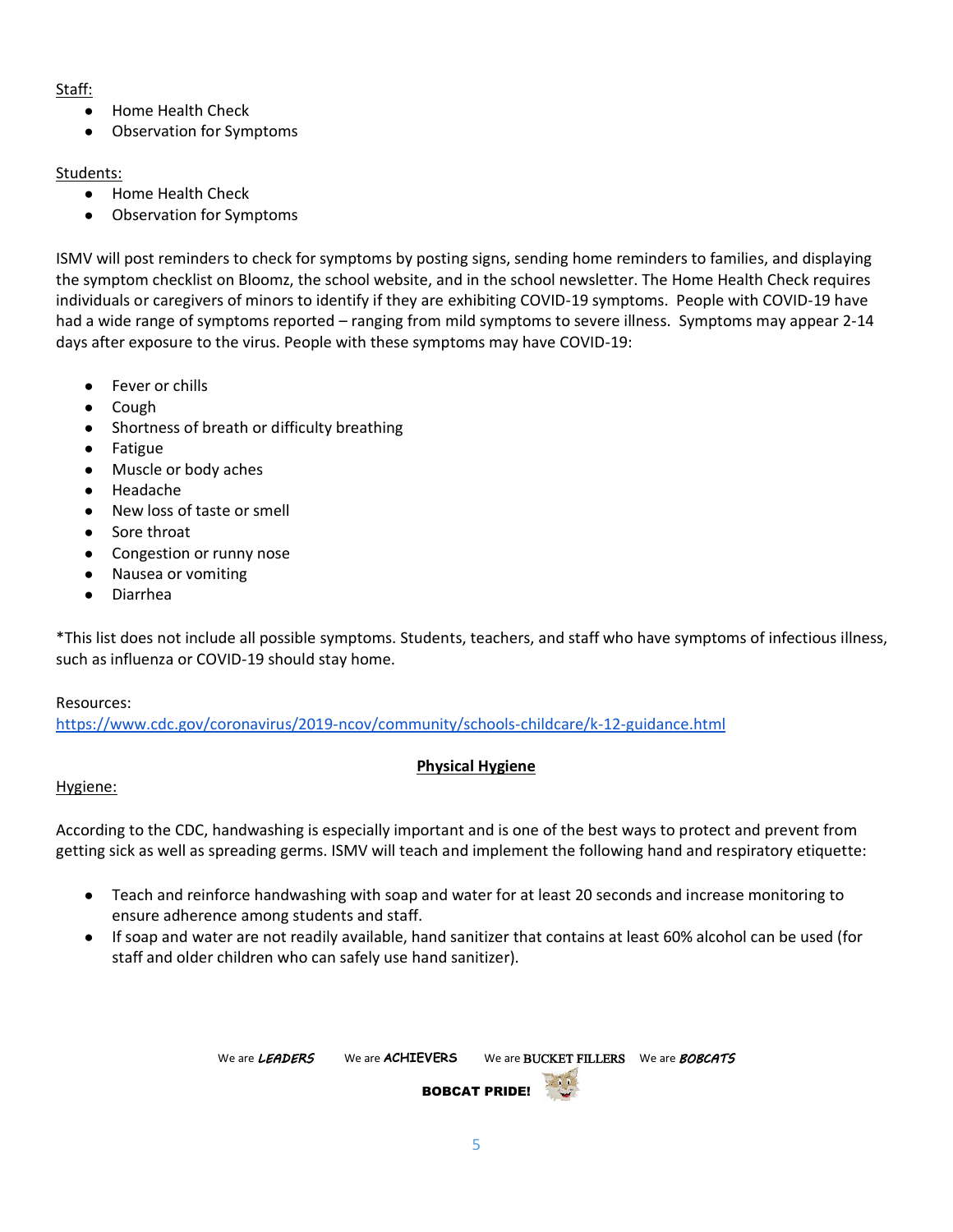Staff:

- Home Health Check
- Observation for Symptoms

Students:

- Home Health Check
- Observation for Symptoms

ISMV will post reminders to check for symptoms by posting signs, sending home reminders to families, and displaying the symptom checklist on Bloomz, the school website, and in the school newsletter. The Home Health Check requires individuals or caregivers of minors to identify if they are exhibiting COVID-19 symptoms. People with COVID-19 have had a wide range of symptoms reported – ranging from mild symptoms to severe illness. Symptoms may appear 2-14 days after exposure to the virus. People with these symptoms may have COVID-19:

- Fever or chills
- Cough
- Shortness of breath or difficulty breathing
- Fatigue
- Muscle or body aches
- Headache
- New loss of taste or smell
- Sore throat
- Congestion or runny nose
- Nausea or vomiting
- Diarrhea

*This list does not include all possible symptoms. Students, teachers, and staff who have symptoms of infectious illness, such as influenza or COVID-19 should stay home.

Resources:
https://www.cdc.gov/coronavirus/2019-ncov/community/schools-childcare/k-12-guidance.html

## Physical Hygiene

Hygiene:

According to the CDC, handwashing is especially important and is one of the best ways to protect and prevent from getting sick as well as spreading germs. ISMV will teach and implement the following hand and respiratory etiquette:

- Teach and reinforce handwashing with soap and water for at least 20 seconds and increase monitoring to ensure adherence among students and staff.
- If soap and water are not readily available, hand sanitizer that contains at least 60% alcohol can be used (for staff and older children who can safely use hand sanitizer).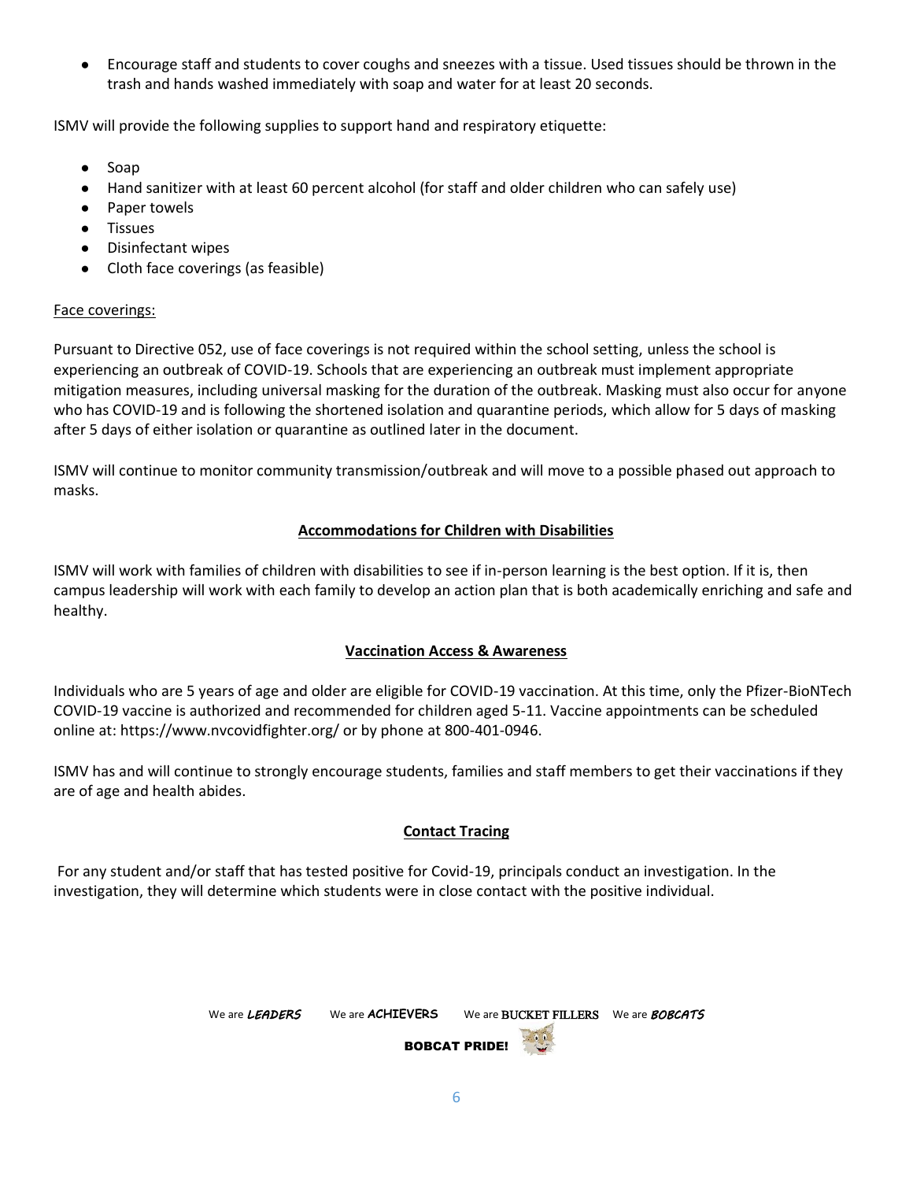- Encourage staff and students to cover coughs and sneezes with a tissue. Used tissues should be thrown in the trash and hands washed immediately with soap and water for at least 20 seconds.

ISMV will provide the following supplies to support hand and respiratory etiquette:

- Soap
- Hand sanitizer with at least 60 percent alcohol (for staff and older children who can safely use)
- Paper towels
- Tissues
- Disinfectant wipes
- Cloth face coverings (as feasible)

Face coverings:

Pursuant to Directive 052, use of face coverings is not required within the school setting, unless the school is experiencing an outbreak of COVID-19. Schools that are experiencing an outbreak must implement appropriate mitigation measures, including universal masking for the duration of the outbreak. Masking must also occur for anyone who has COVID-19 and is following the shortened isolation and quarantine periods, which allow for 5 days of masking after 5 days of either isolation or quarantine as outlined later in the document.

ISMV will continue to monitor community transmission/outbreak and will move to a possible phased out approach to masks.

## Accommodations for Children with Disabilities

ISMV will work with families of children with disabilities to see if in-person learning is the best option. If it is, then campus leadership will work with each family to develop an action plan that is both academically enriching and safe and healthy.

## Vaccination Access & Awareness

Individuals who are 5 years of age and older are eligible for COVID-19 vaccination. At this time, only the Pfizer-BioNTech COVID-19 vaccine is authorized and recommended for children aged 5-11. Vaccine appointments can be scheduled online at: https://www.nvcovidfighter.org/ or by phone at 800-401-0946.

ISMV has and will continue to strongly encourage students, families and staff members to get their vaccinations if they are of age and health abides.

## Contact Tracing

For any student and/or staff that has tested positive for Covid-19, principals conduct an investigation. In the investigation, they will determine which students were in close contact with the positive individual.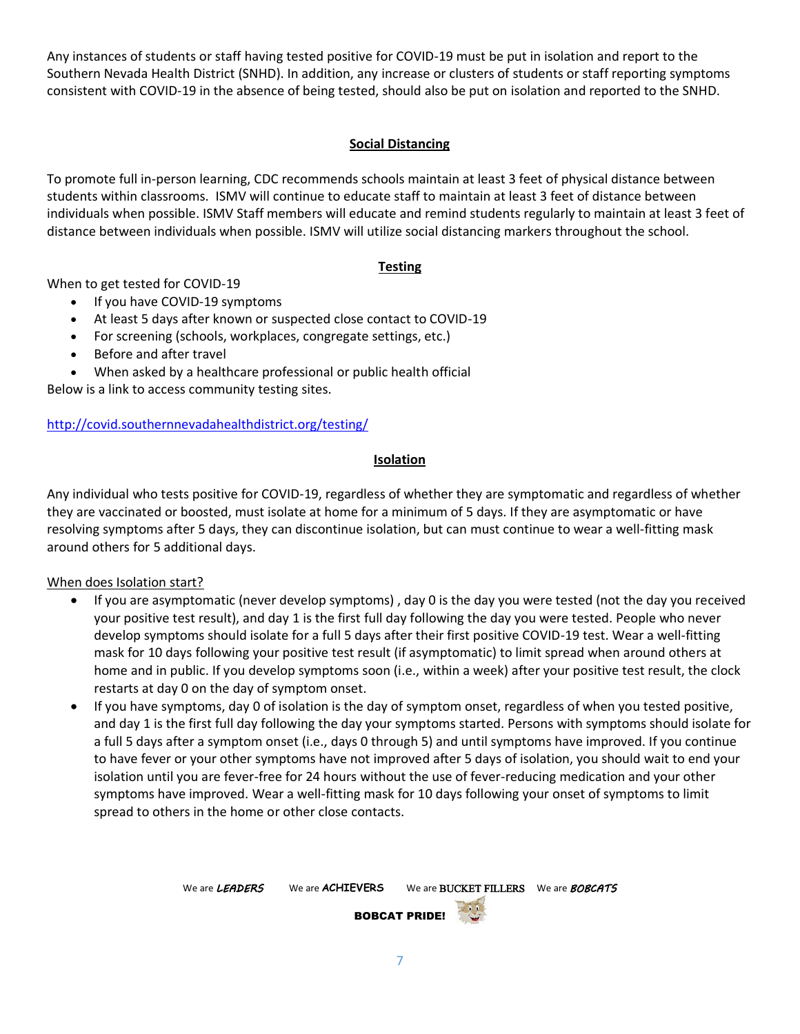Any instances of students or staff having tested positive for COVID-19 must be put in isolation and report to the Southern Nevada Health District (SNHD). In addition, any increase or clusters of students or staff reporting symptoms consistent with COVID-19 in the absence of being tested, should also be put on isolation and reported to the SNHD.

## Social Distancing

To promote full in-person learning, CDC recommends schools maintain at least 3 feet of physical distance between students within classrooms. ISMV will continue to educate staff to maintain at least 3 feet of distance between individuals when possible. ISMV Staff members will educate and remind students regularly to maintain at least 3 feet of distance between individuals when possible. ISMV will utilize social distancing markers throughout the school.

## Testing

When to get tested for COVID-19

- If you have COVID-19 symptoms
- At least 5 days after known or suspected close contact to COVID-19
- For screening (schools, workplaces, congregate settings, etc.)
- Before and after travel
- When asked by a healthcare professional or public health official

Below is a link to access community testing sites.

http://covid.southernnevadahealthdistrict.org/testing/

## Isolation

Any individual who tests positive for COVID-19, regardless of whether they are symptomatic and regardless of whether they are vaccinated or boosted, must isolate at home for a minimum of 5 days. If they are asymptomatic or have resolving symptoms after 5 days, they can discontinue isolation, but can must continue to wear a well-fitting mask around others for 5 additional days.

When does Isolation start?

- If you are asymptomatic (never develop symptoms) , day 0 is the day you were tested (not the day you received your positive test result), and day 1 is the first full day following the day you were tested. People who never develop symptoms should isolate for a full 5 days after their first positive COVID-19 test. Wear a well-fitting mask for 10 days following your positive test result (if asymptomatic) to limit spread when around others at home and in public. If you develop symptoms soon (i.e., within a week) after your positive test result, the clock restarts at day 0 on the day of symptom onset.
- If you have symptoms, day 0 of isolation is the day of symptom onset, regardless of when you tested positive, and day 1 is the first full day following the day your symptoms started. Persons with symptoms should isolate for a full 5 days after a symptom onset (i.e., days 0 through 5) and until symptoms have improved. If you continue to have fever or your other symptoms have not improved after 5 days of isolation, you should wait to end your isolation until you are fever-free for 24 hours without the use of fever-reducing medication and your other symptoms have improved. Wear a well-fitting mask for 10 days following your onset of symptoms to limit spread to others in the home or other close contacts.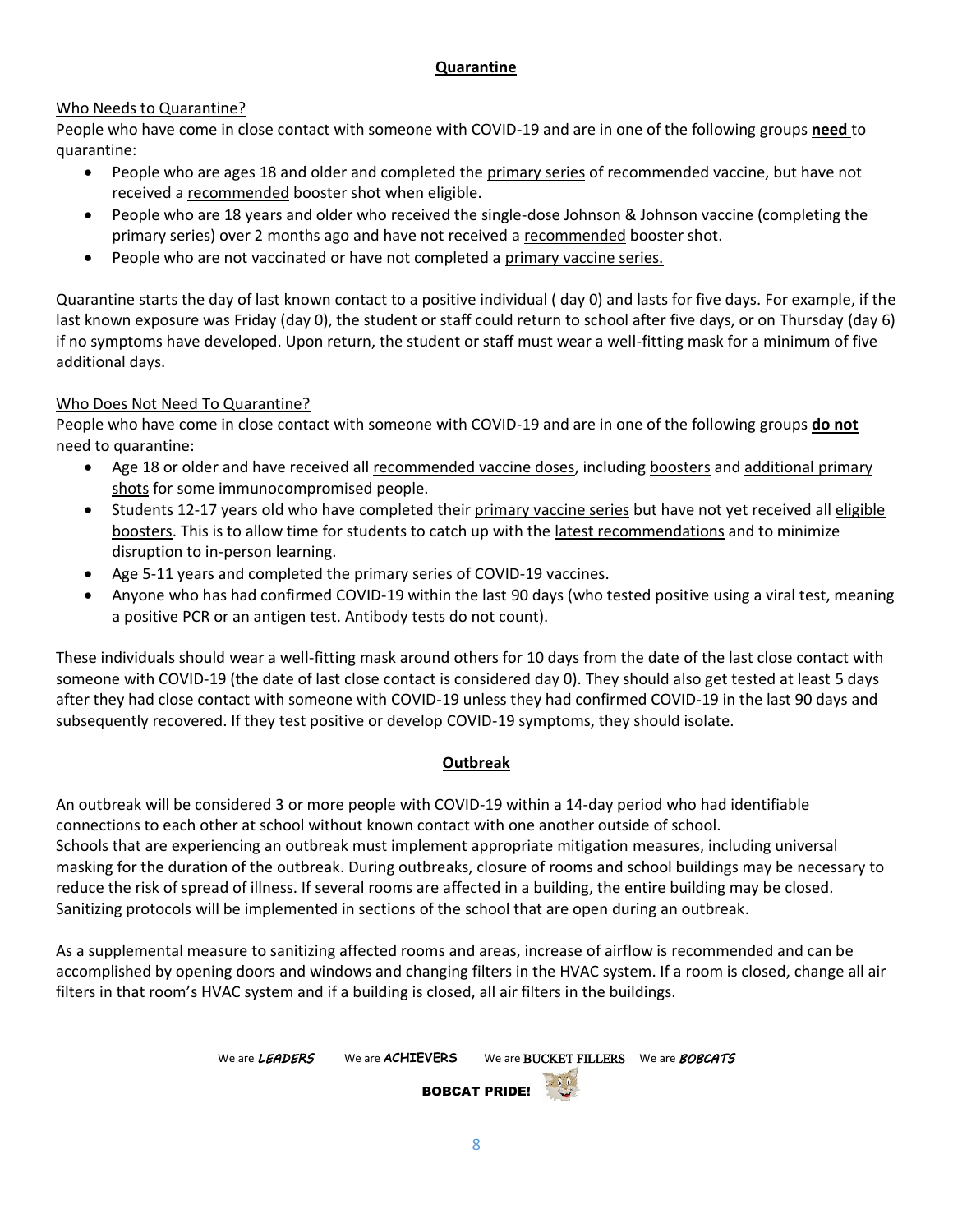## Quarantine

Who Needs to Quarantine?

People who have come in close contact with someone with COVID-19 and are in one of the following groups **need** to quarantine:

- People who are ages 18 and older and completed the primary series of recommended vaccine, but have not received a recommended booster shot when eligible.
- People who are 18 years and older who received the single-dose Johnson & Johnson vaccine (completing the primary series) over 2 months ago and have not received a recommended booster shot.
- People who are not vaccinated or have not completed a primary vaccine series.

Quarantine starts the day of last known contact to a positive individual ( day 0) and lasts for five days. For example, if the last known exposure was Friday (day 0), the student or staff could return to school after five days, or on Thursday (day 6) if no symptoms have developed. Upon return, the student or staff must wear a well-fitting mask for a minimum of five additional days.

Who Does Not Need To Quarantine?

People who have come in close contact with someone with COVID-19 and are in one of the following groups **do not** need to quarantine:

- Age 18 or older and have received all recommended vaccine doses, including boosters and additional primary shots for some immunocompromised people.
- Students 12-17 years old who have completed their primary vaccine series but have not yet received all eligible boosters. This is to allow time for students to catch up with the latest recommendations and to minimize disruption to in-person learning.
- Age 5-11 years and completed the primary series of COVID-19 vaccines.
- Anyone who has had confirmed COVID-19 within the last 90 days (who tested positive using a viral test, meaning a positive PCR or an antigen test. Antibody tests do not count).

These individuals should wear a well-fitting mask around others for 10 days from the date of the last close contact with someone with COVID-19 (the date of last close contact is considered day 0). They should also get tested at least 5 days after they had close contact with someone with COVID-19 unless they had confirmed COVID-19 in the last 90 days and subsequently recovered. If they test positive or develop COVID-19 symptoms, they should isolate.

## Outbreak

An outbreak will be considered 3 or more people with COVID-19 within a 14-day period who had identifiable connections to each other at school without known contact with one another outside of school.
Schools that are experiencing an outbreak must implement appropriate mitigation measures, including universal masking for the duration of the outbreak. During outbreaks, closure of rooms and school buildings may be necessary to reduce the risk of spread of illness. If several rooms are affected in a building, the entire building may be closed. Sanitizing protocols will be implemented in sections of the school that are open during an outbreak.

As a supplemental measure to sanitizing affected rooms and areas, increase of airflow is recommended and can be accomplished by opening doors and windows and changing filters in the HVAC system. If a room is closed, change all air filters in that room's HVAC system and if a building is closed, all air filters in the buildings.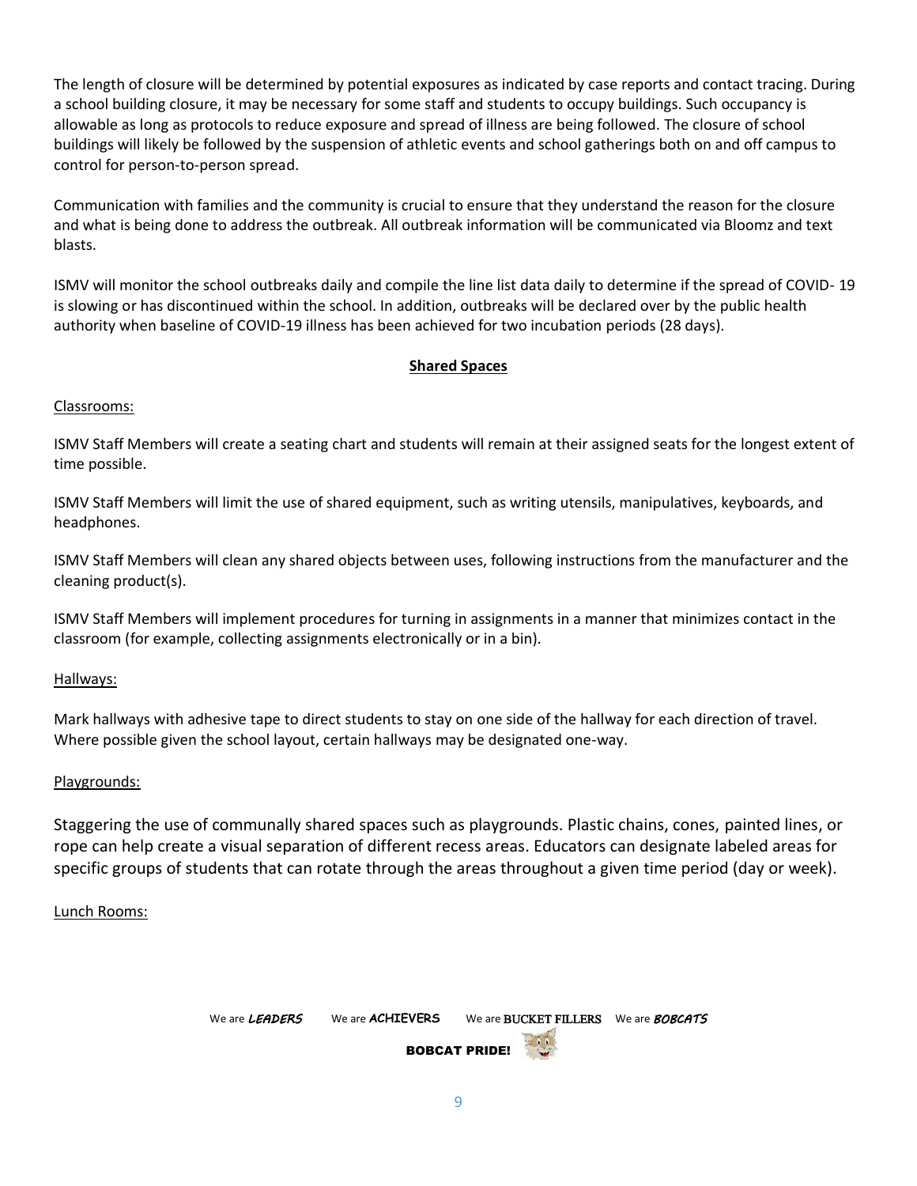The length of closure will be determined by potential exposures as indicated by case reports and contact tracing. During a school building closure, it may be necessary for some staff and students to occupy buildings. Such occupancy is allowable as long as protocols to reduce exposure and spread of illness are being followed. The closure of school buildings will likely be followed by the suspension of athletic events and school gatherings both on and off campus to control for person-to-person spread.

Communication with families and the community is crucial to ensure that they understand the reason for the closure and what is being done to address the outbreak. All outbreak information will be communicated via Bloomz and text blasts.

ISMV will monitor the school outbreaks daily and compile the line list data daily to determine if the spread of COVID- 19 is slowing or has discontinued within the school. In addition, outbreaks will be declared over by the public health authority when baseline of COVID-19 illness has been achieved for two incubation periods (28 days).

## **Shared Spaces**

Classrooms:

ISMV Staff Members will create a seating chart and students will remain at their assigned seats for the longest extent of time possible.

ISMV Staff Members will limit the use of shared equipment, such as writing utensils, manipulatives, keyboards, and headphones.

ISMV Staff Members will clean any shared objects between uses, following instructions from the manufacturer and the cleaning product(s).

ISMV Staff Members will implement procedures for turning in assignments in a manner that minimizes contact in the classroom (for example, collecting assignments electronically or in a bin).

Hallways:

Mark hallways with adhesive tape to direct students to stay on one side of the hallway for each direction of travel. Where possible given the school layout, certain hallways may be designated one-way.

Playgrounds:

Staggering the use of communally shared spaces such as playgrounds. Plastic chains, cones, painted lines, or rope can help create a visual separation of different recess areas. Educators can designate labeled areas for specific groups of students that can rotate through the areas throughout a given time period (day or week).

Lunch Rooms: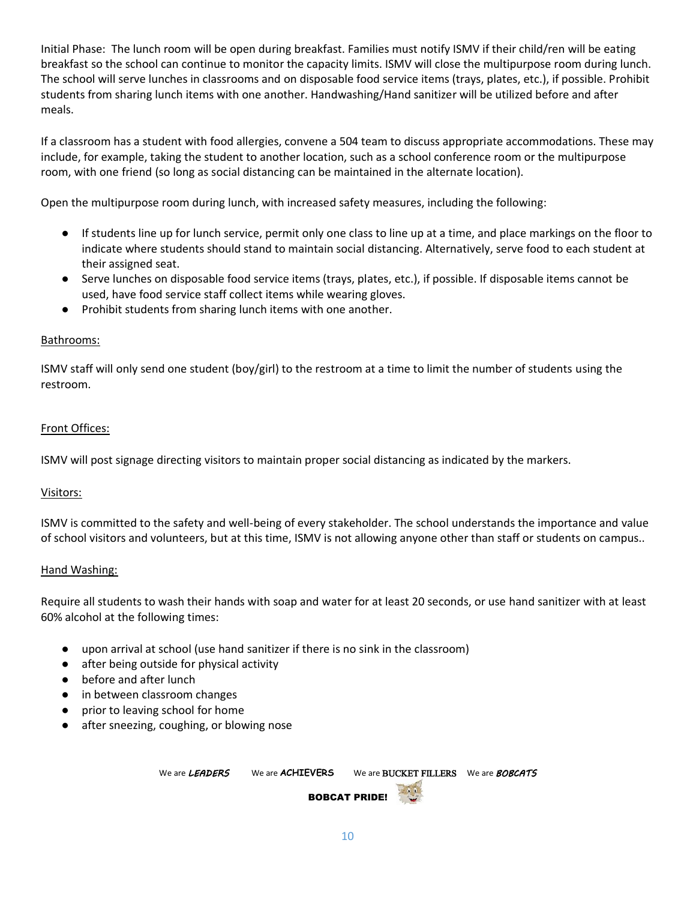Initial Phase: The lunch room will be open during breakfast. Families must notify ISMV if their child/ren will be eating breakfast so the school can continue to monitor the capacity limits. ISMV will close the multipurpose room during lunch. The school will serve lunches in classrooms and on disposable food service items (trays, plates, etc.), if possible. Prohibit students from sharing lunch items with one another. Handwashing/Hand sanitizer will be utilized before and after meals.

If a classroom has a student with food allergies, convene a 504 team to discuss appropriate accommodations. These may include, for example, taking the student to another location, such as a school conference room or the multipurpose room, with one friend (so long as social distancing can be maintained in the alternate location).

Open the multipurpose room during lunch, with increased safety measures, including the following:

- If students line up for lunch service, permit only one class to line up at a time, and place markings on the floor to indicate where students should stand to maintain social distancing. Alternatively, serve food to each student at their assigned seat.
- Serve lunches on disposable food service items (trays, plates, etc.), if possible. If disposable items cannot be used, have food service staff collect items while wearing gloves.
- Prohibit students from sharing lunch items with one another.

<u>Bathrooms:</u>

ISMV staff will only send one student (boy/girl) to the restroom at a time to limit the number of students using the restroom.

<u>Front Offices:</u>

ISMV will post signage directing visitors to maintain proper social distancing as indicated by the markers.

<u>Visitors:</u>

ISMV is committed to the safety and well-being of every stakeholder. The school understands the importance and value of school visitors and volunteers, but at this time, ISMV is not allowing anyone other than staff or students on campus..

<u>Hand Washing:</u>

Require all students to wash their hands with soap and water for at least 20 seconds, or use hand sanitizer with at least 60% alcohol at the following times:

- upon arrival at school (use hand sanitizer if there is no sink in the classroom)
- after being outside for physical activity
- before and after lunch
- in between classroom changes
- prior to leaving school for home
- after sneezing, coughing, or blowing nose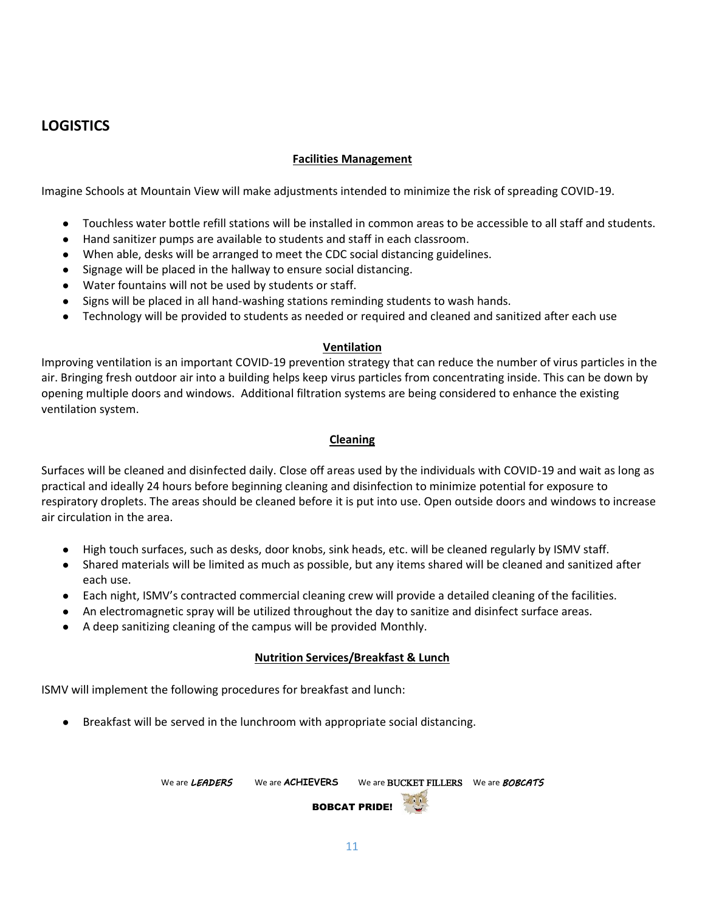## LOGISTICS

### Facilities Management

Imagine Schools at Mountain View will make adjustments intended to minimize the risk of spreading COVID-19.

- Touchless water bottle refill stations will be installed in common areas to be accessible to all staff and students.
- Hand sanitizer pumps are available to students and staff in each classroom.
- When able, desks will be arranged to meet the CDC social distancing guidelines.
- Signage will be placed in the hallway to ensure social distancing.
- Water fountains will not be used by students or staff.
- Signs will be placed in all hand-washing stations reminding students to wash hands.
- Technology will be provided to students as needed or required and cleaned and sanitized after each use

### Ventilation

Improving ventilation is an important COVID-19 prevention strategy that can reduce the number of virus particles in the air. Bringing fresh outdoor air into a building helps keep virus particles from concentrating inside. This can be down by opening multiple doors and windows. Additional filtration systems are being considered to enhance the existing ventilation system.

### Cleaning

Surfaces will be cleaned and disinfected daily. Close off areas used by the individuals with COVID-19 and wait as long as practical and ideally 24 hours before beginning cleaning and disinfection to minimize potential for exposure to respiratory droplets. The areas should be cleaned before it is put into use. Open outside doors and windows to increase air circulation in the area.

- High touch surfaces, such as desks, door knobs, sink heads, etc. will be cleaned regularly by ISMV staff.
- Shared materials will be limited as much as possible, but any items shared will be cleaned and sanitized after each use.
- Each night, ISMV's contracted commercial cleaning crew will provide a detailed cleaning of the facilities.
- An electromagnetic spray will be utilized throughout the day to sanitize and disinfect surface areas.
- A deep sanitizing cleaning of the campus will be provided Monthly.

### Nutrition Services/Breakfast & Lunch

ISMV will implement the following procedures for breakfast and lunch:

- Breakfast will be served in the lunchroom with appropriate social distancing.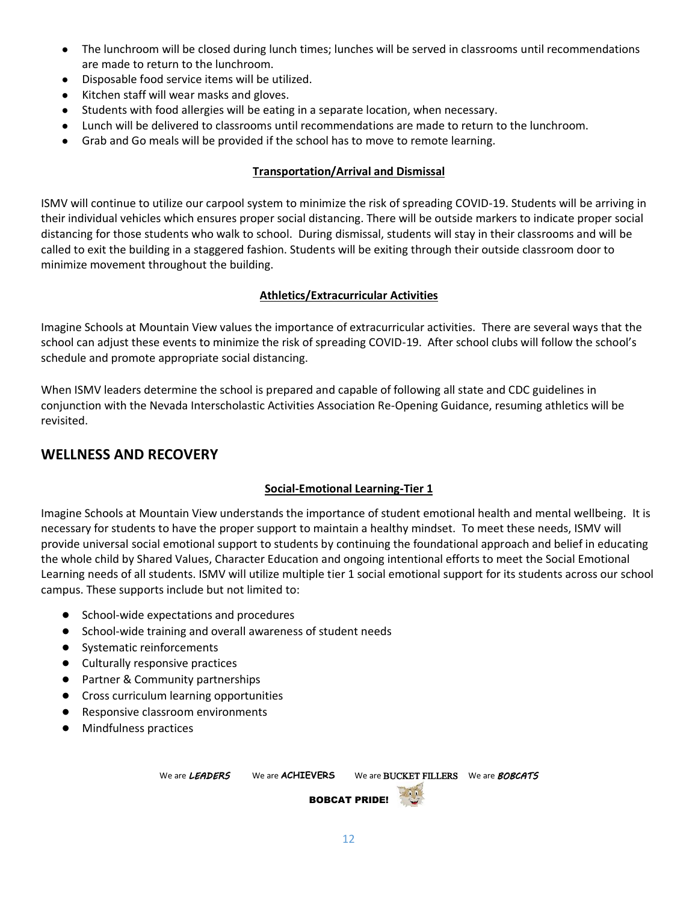- The lunchroom will be closed during lunch times; lunches will be served in classrooms until recommendations are made to return to the lunchroom.
- Disposable food service items will be utilized.
- Kitchen staff will wear masks and gloves.
- Students with food allergies will be eating in a separate location, when necessary.
- Lunch will be delivered to classrooms until recommendations are made to return to the lunchroom.
- Grab and Go meals will be provided if the school has to move to remote learning.

### Transportation/Arrival and Dismissal

ISMV will continue to utilize our carpool system to minimize the risk of spreading COVID-19. Students will be arriving in their individual vehicles which ensures proper social distancing. There will be outside markers to indicate proper social distancing for those students who walk to school. During dismissal, students will stay in their classrooms and will be called to exit the building in a staggered fashion. Students will be exiting through their outside classroom door to minimize movement throughout the building.

### Athletics/Extracurricular Activities

Imagine Schools at Mountain View values the importance of extracurricular activities. There are several ways that the school can adjust these events to minimize the risk of spreading COVID-19. After school clubs will follow the school's schedule and promote appropriate social distancing.

When ISMV leaders determine the school is prepared and capable of following all state and CDC guidelines in conjunction with the Nevada Interscholastic Activities Association Re-Opening Guidance, resuming athletics will be revisited.

## WELLNESS AND RECOVERY

### Social-Emotional Learning-Tier 1

Imagine Schools at Mountain View understands the importance of student emotional health and mental wellbeing. It is necessary for students to have the proper support to maintain a healthy mindset. To meet these needs, ISMV will provide universal social emotional support to students by continuing the foundational approach and belief in educating the whole child by Shared Values, Character Education and ongoing intentional efforts to meet the Social Emotional Learning needs of all students. ISMV will utilize multiple tier 1 social emotional support for its students across our school campus. These supports include but not limited to:

- School-wide expectations and procedures
- School-wide training and overall awareness of student needs
- Systematic reinforcements
- Culturally responsive practices
- Partner & Community partnerships
- Cross curriculum learning opportunities
- Responsive classroom environments
- Mindfulness practices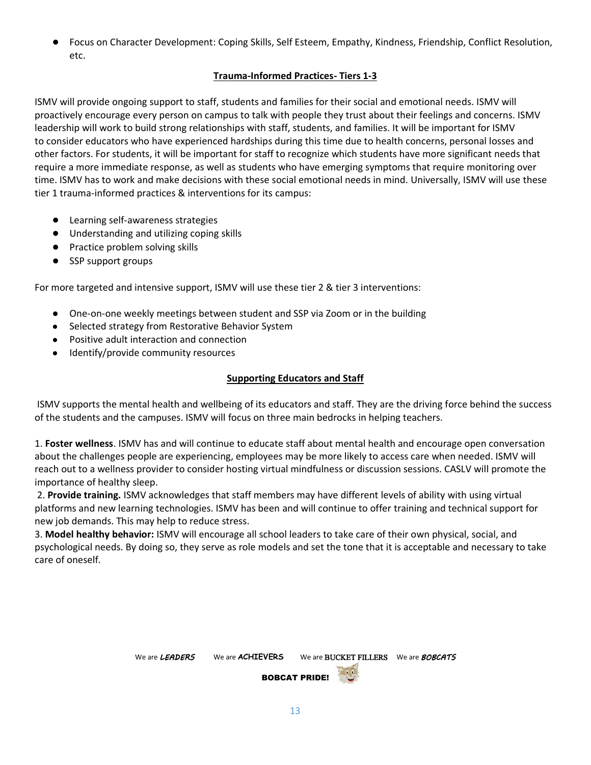- Focus on Character Development: Coping Skills, Self Esteem, Empathy, Kindness, Friendship, Conflict Resolution, etc.

## Trauma-Informed Practices- Tiers 1-3

ISMV will provide ongoing support to staff, students and families for their social and emotional needs. ISMV will proactively encourage every person on campus to talk with people they trust about their feelings and concerns. ISMV leadership will work to build strong relationships with staff, students, and families. It will be important for ISMV to consider educators who have experienced hardships during this time due to health concerns, personal losses and other factors. For students, it will be important for staff to recognize which students have more significant needs that require a more immediate response, as well as students who have emerging symptoms that require monitoring over time. ISMV has to work and make decisions with these social emotional needs in mind. Universally, ISMV will use these tier 1 trauma-informed practices & interventions for its campus:

- Learning self-awareness strategies
- Understanding and utilizing coping skills
- Practice problem solving skills
- SSP support groups

For more targeted and intensive support, ISMV will use these tier 2 & tier 3 interventions:

- One-on-one weekly meetings between student and SSP via Zoom or in the building
- Selected strategy from Restorative Behavior System
- Positive adult interaction and connection
- Identify/provide community resources

## Supporting Educators and Staff

ISMV supports the mental health and wellbeing of its educators and staff. They are the driving force behind the success of the students and the campuses. ISMV will focus on three main bedrocks in helping teachers.

1. **Foster wellness**. ISMV has and will continue to educate staff about mental health and encourage open conversation about the challenges people are experiencing, employees may be more likely to access care when needed. ISMV will reach out to a wellness provider to consider hosting virtual mindfulness or discussion sessions. CASLV will promote the importance of healthy sleep.
2. **Provide training.** ISMV acknowledges that staff members may have different levels of ability with using virtual platforms and new learning technologies. ISMV has been and will continue to offer training and technical support for new job demands. This may help to reduce stress.
3. **Model healthy behavior:** ISMV will encourage all school leaders to take care of their own physical, social, and psychological needs. By doing so, they serve as role models and set the tone that it is acceptable and necessary to take care of oneself.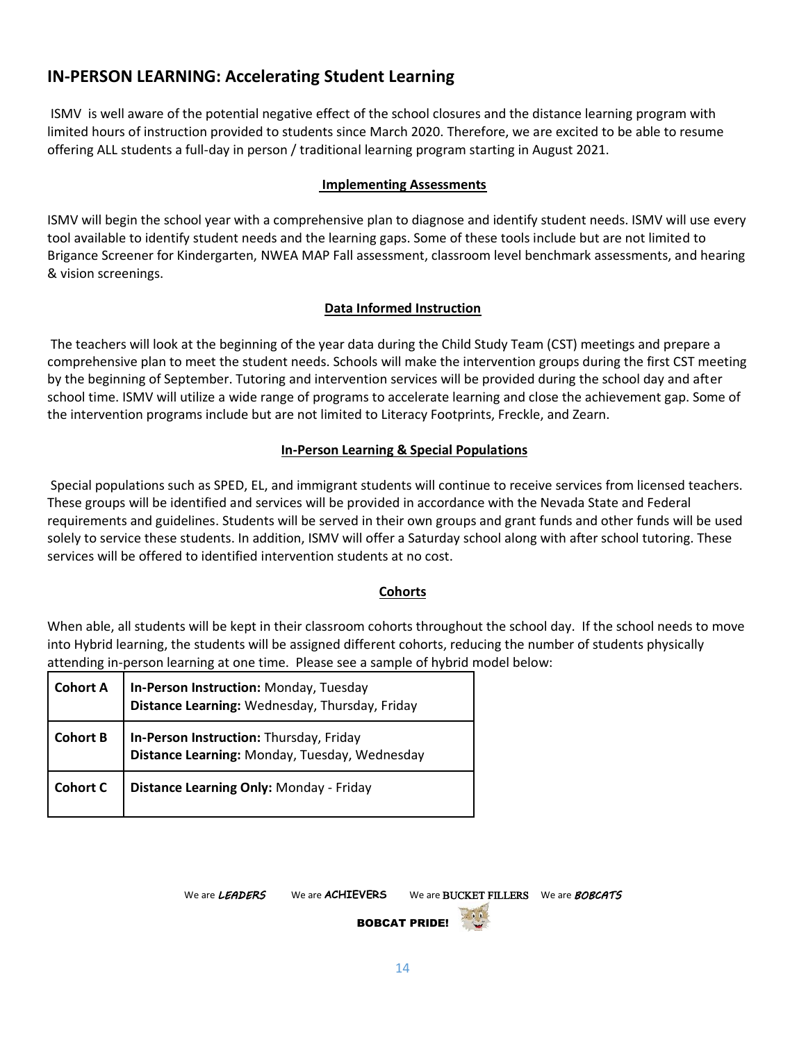## IN-PERSON LEARNING: Accelerating Student Learning

ISMV is well aware of the potential negative effect of the school closures and the distance learning program with limited hours of instruction provided to students since March 2020. Therefore, we are excited to be able to resume offering ALL students a full-day in person / traditional learning program starting in August 2021.

### Implementing Assessments

ISMV will begin the school year with a comprehensive plan to diagnose and identify student needs. ISMV will use every tool available to identify student needs and the learning gaps. Some of these tools include but are not limited to Brigance Screener for Kindergarten, NWEA MAP Fall assessment, classroom level benchmark assessments, and hearing & vision screenings.

### Data Informed Instruction

The teachers will look at the beginning of the year data during the Child Study Team (CST) meetings and prepare a comprehensive plan to meet the student needs. Schools will make the intervention groups during the first CST meeting by the beginning of September. Tutoring and intervention services will be provided during the school day and after school time. ISMV will utilize a wide range of programs to accelerate learning and close the achievement gap. Some of the intervention programs include but are not limited to Literacy Footprints, Freckle, and Zearn.

### In-Person Learning & Special Populations

Special populations such as SPED, EL, and immigrant students will continue to receive services from licensed teachers. These groups will be identified and services will be provided in accordance with the Nevada State and Federal requirements and guidelines. Students will be served in their own groups and grant funds and other funds will be used solely to service these students. In addition, ISMV will offer a Saturday school along with after school tutoring. These services will be offered to identified intervention students at no cost.

### Cohorts

When able, all students will be kept in their classroom cohorts throughout the school day. If the school needs to move into Hybrid learning, the students will be assigned different cohorts, reducing the number of students physically attending in-person learning at one time. Please see a sample of hybrid model below:

| Cohort | Schedule |
|---|---|
| **Cohort A** | **In-Person Instruction:** Monday, Tuesday<br>**Distance Learning:** Wednesday, Thursday, Friday |
| **Cohort B** | **In-Person Instruction:** Thursday, Friday<br>**Distance Learning:** Monday, Tuesday, Wednesday |
| **Cohort C** | **Distance Learning Only:** Monday - Friday |

We are *LEADERS* We are **ACHIEVERS** We are BUCKET FILLERS We are *BOBCATS*

**BOBCAT PRIDE!**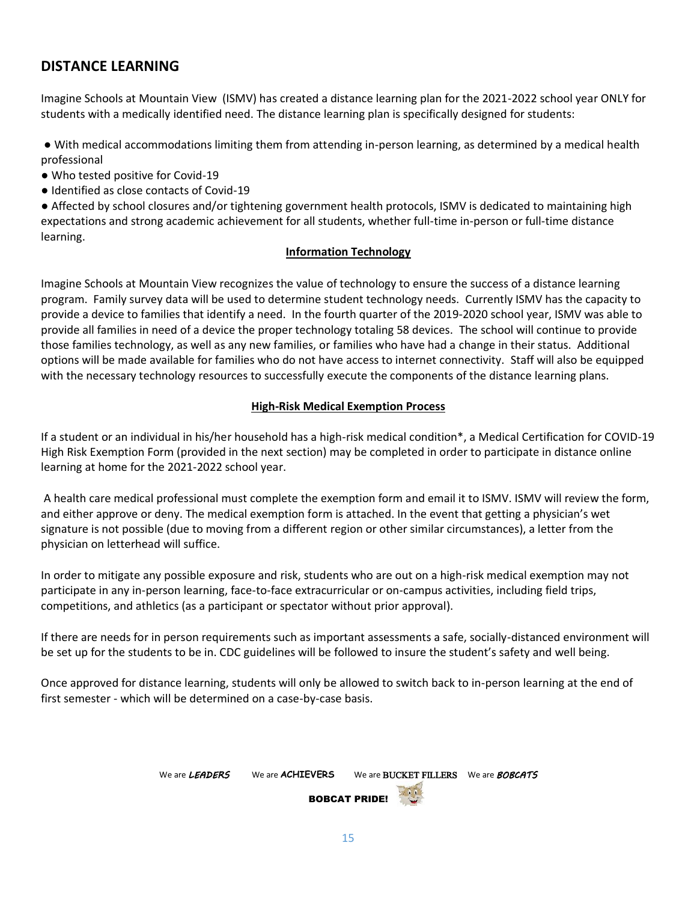## DISTANCE LEARNING

Imagine Schools at Mountain View (ISMV) has created a distance learning plan for the 2021-2022 school year ONLY for students with a medically identified need. The distance learning plan is specifically designed for students:

- With medical accommodations limiting them from attending in-person learning, as determined by a medical health professional
- Who tested positive for Covid-19
- Identified as close contacts of Covid-19
- Affected by school closures and/or tightening government health protocols, ISMV is dedicated to maintaining high expectations and strong academic achievement for all students, whether full-time in-person or full-time distance learning.

### Information Technology

Imagine Schools at Mountain View recognizes the value of technology to ensure the success of a distance learning program. Family survey data will be used to determine student technology needs. Currently ISMV has the capacity to provide a device to families that identify a need. In the fourth quarter of the 2019-2020 school year, ISMV was able to provide all families in need of a device the proper technology totaling 58 devices. The school will continue to provide those families technology, as well as any new families, or families who have had a change in their status. Additional options will be made available for families who do not have access to internet connectivity. Staff will also be equipped with the necessary technology resources to successfully execute the components of the distance learning plans.

### High-Risk Medical Exemption Process

If a student or an individual in his/her household has a high-risk medical condition*, a Medical Certification for COVID-19 High Risk Exemption Form (provided in the next section) may be completed in order to participate in distance online learning at home for the 2021-2022 school year.

A health care medical professional must complete the exemption form and email it to ISMV. ISMV will review the form, and either approve or deny. The medical exemption form is attached. In the event that getting a physician's wet signature is not possible (due to moving from a different region or other similar circumstances), a letter from the physician on letterhead will suffice.

In order to mitigate any possible exposure and risk, students who are out on a high-risk medical exemption may not participate in any in-person learning, face-to-face extracurricular or on-campus activities, including field trips, competitions, and athletics (as a participant or spectator without prior approval).

If there are needs for in person requirements such as important assessments a safe, socially-distanced environment will be set up for the students to be in. CDC guidelines will be followed to insure the student's safety and well being.

Once approved for distance learning, students will only be allowed to switch back to in-person learning at the end of first semester - which will be determined on a case-by-case basis.

We are *LEADERS* We are **ACHIEVERS** We are BUCKET FILLERS We are *BOBCATS*

**BOBCAT PRIDE!**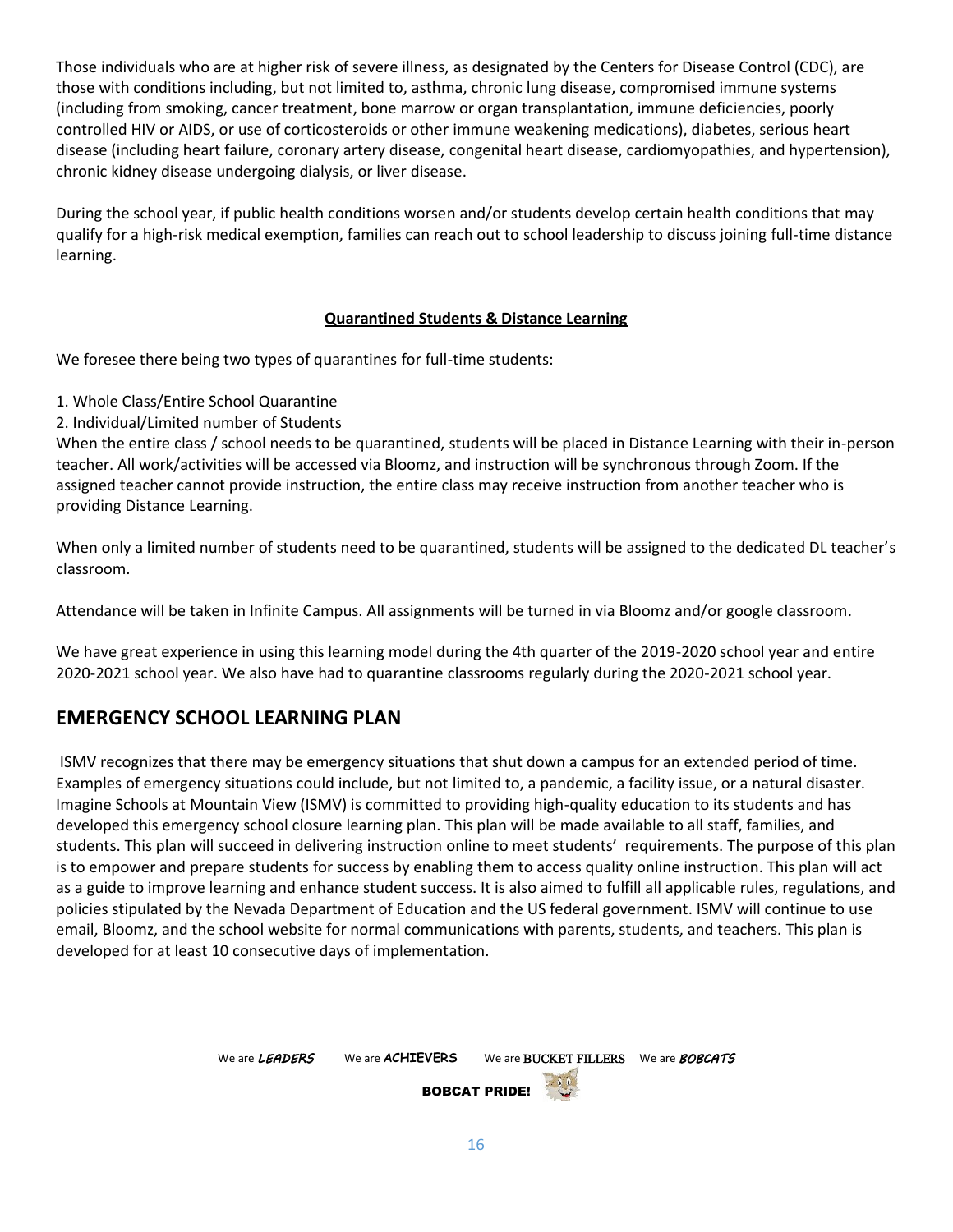Those individuals who are at higher risk of severe illness, as designated by the Centers for Disease Control (CDC), are those with conditions including, but not limited to, asthma, chronic lung disease, compromised immune systems (including from smoking, cancer treatment, bone marrow or organ transplantation, immune deficiencies, poorly controlled HIV or AIDS, or use of corticosteroids or other immune weakening medications), diabetes, serious heart disease (including heart failure, coronary artery disease, congenital heart disease, cardiomyopathies, and hypertension), chronic kidney disease undergoing dialysis, or liver disease.

During the school year, if public health conditions worsen and/or students develop certain health conditions that may qualify for a high-risk medical exemption, families can reach out to school leadership to discuss joining full-time distance learning.

### <u>Quarantined Students & Distance Learning</u>

We foresee there being two types of quarantines for full-time students:

1. Whole Class/Entire School Quarantine
2. Individual/Limited number of Students

When the entire class / school needs to be quarantined, students will be placed in Distance Learning with their in-person teacher. All work/activities will be accessed via Bloomz, and instruction will be synchronous through Zoom. If the assigned teacher cannot provide instruction, the entire class may receive instruction from another teacher who is providing Distance Learning.

When only a limited number of students need to be quarantined, students will be assigned to the dedicated DL teacher's classroom.

Attendance will be taken in Infinite Campus. All assignments will be turned in via Bloomz and/or google classroom.

We have great experience in using this learning model during the 4th quarter of the 2019-2020 school year and entire 2020-2021 school year. We also have had to quarantine classrooms regularly during the 2020-2021 school year.

## EMERGENCY SCHOOL LEARNING PLAN

ISMV recognizes that there may be emergency situations that shut down a campus for an extended period of time. Examples of emergency situations could include, but not limited to, a pandemic, a facility issue, or a natural disaster. Imagine Schools at Mountain View (ISMV) is committed to providing high-quality education to its students and has developed this emergency school closure learning plan. This plan will be made available to all staff, families, and students. This plan will succeed in delivering instruction online to meet students' requirements. The purpose of this plan is to empower and prepare students for success by enabling them to access quality online instruction. This plan will act as a guide to improve learning and enhance student success. It is also aimed to fulfill all applicable rules, regulations, and policies stipulated by the Nevada Department of Education and the US federal government. ISMV will continue to use email, Bloomz, and the school website for normal communications with parents, students, and teachers. This plan is developed for at least 10 consecutive days of implementation.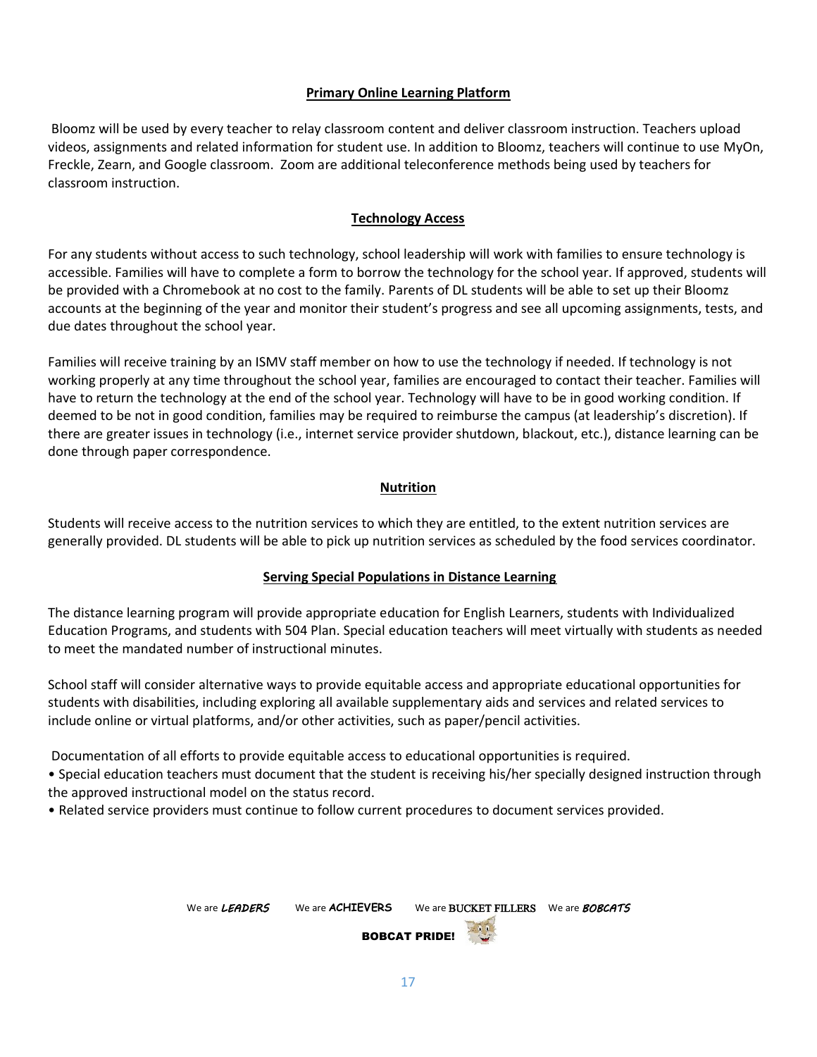## Primary Online Learning Platform

Bloomz will be used by every teacher to relay classroom content and deliver classroom instruction. Teachers upload videos, assignments and related information for student use. In addition to Bloomz, teachers will continue to use MyOn, Freckle, Zearn, and Google classroom. Zoom are additional teleconference methods being used by teachers for classroom instruction.

## Technology Access

For any students without access to such technology, school leadership will work with families to ensure technology is accessible. Families will have to complete a form to borrow the technology for the school year. If approved, students will be provided with a Chromebook at no cost to the family. Parents of DL students will be able to set up their Bloomz accounts at the beginning of the year and monitor their student's progress and see all upcoming assignments, tests, and due dates throughout the school year.

Families will receive training by an ISMV staff member on how to use the technology if needed. If technology is not working properly at any time throughout the school year, families are encouraged to contact their teacher. Families will have to return the technology at the end of the school year. Technology will have to be in good working condition. If deemed to be not in good condition, families may be required to reimburse the campus (at leadership's discretion). If there are greater issues in technology (i.e., internet service provider shutdown, blackout, etc.), distance learning can be done through paper correspondence.

## Nutrition

Students will receive access to the nutrition services to which they are entitled, to the extent nutrition services are generally provided. DL students will be able to pick up nutrition services as scheduled by the food services coordinator.

## Serving Special Populations in Distance Learning

The distance learning program will provide appropriate education for English Learners, students with Individualized Education Programs, and students with 504 Plan. Special education teachers will meet virtually with students as needed to meet the mandated number of instructional minutes.

School staff will consider alternative ways to provide equitable access and appropriate educational opportunities for students with disabilities, including exploring all available supplementary aids and services and related services to include online or virtual platforms, and/or other activities, such as paper/pencil activities.

Documentation of all efforts to provide equitable access to educational opportunities is required.

- Special education teachers must document that the student is receiving his/her specially designed instruction through the approved instructional model on the status record.
- Related service providers must continue to follow current procedures to document services provided.

We are *LEADERS* We are **ACHIEVERS** We are BUCKET FILLERS We are ***BOBCATS***

**BOBCAT PRIDE!**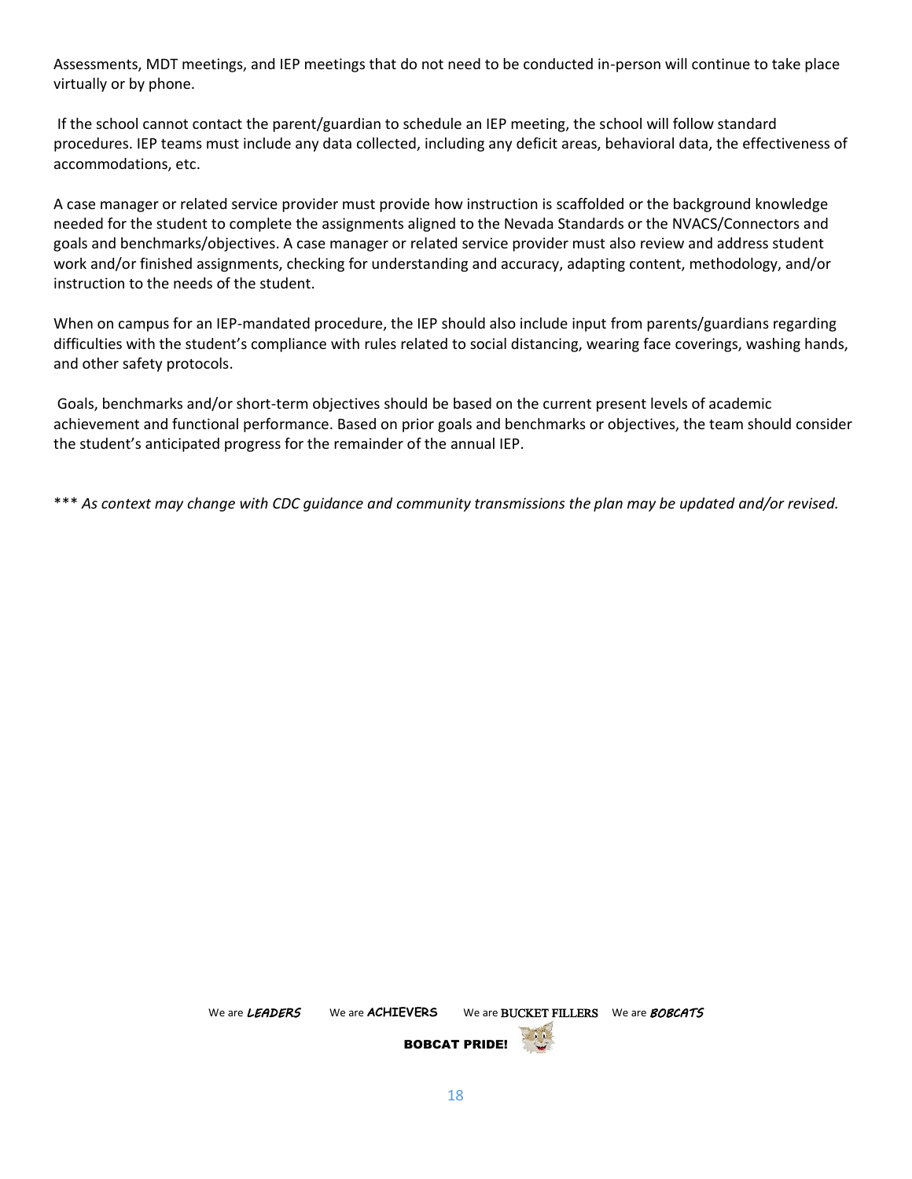Assessments, MDT meetings, and IEP meetings that do not need to be conducted in-person will continue to take place virtually or by phone.

If the school cannot contact the parent/guardian to schedule an IEP meeting, the school will follow standard procedures. IEP teams must include any data collected, including any deficit areas, behavioral data, the effectiveness of accommodations, etc.

A case manager or related service provider must provide how instruction is scaffolded or the background knowledge needed for the student to complete the assignments aligned to the Nevada Standards or the NVACS/Connectors and goals and benchmarks/objectives. A case manager or related service provider must also review and address student work and/or finished assignments, checking for understanding and accuracy, adapting content, methodology, and/or instruction to the needs of the student.

When on campus for an IEP-mandated procedure, the IEP should also include input from parents/guardians regarding difficulties with the student's compliance with rules related to social distancing, wearing face coverings, washing hands, and other safety protocols.

Goals, benchmarks and/or short-term objectives should be based on the current present levels of academic achievement and functional performance. Based on prior goals and benchmarks or objectives, the team should consider the student's anticipated progress for the remainder of the annual IEP.

\*\*\* *As context may change with CDC guidance and community transmissions the plan may be updated and/or revised.*